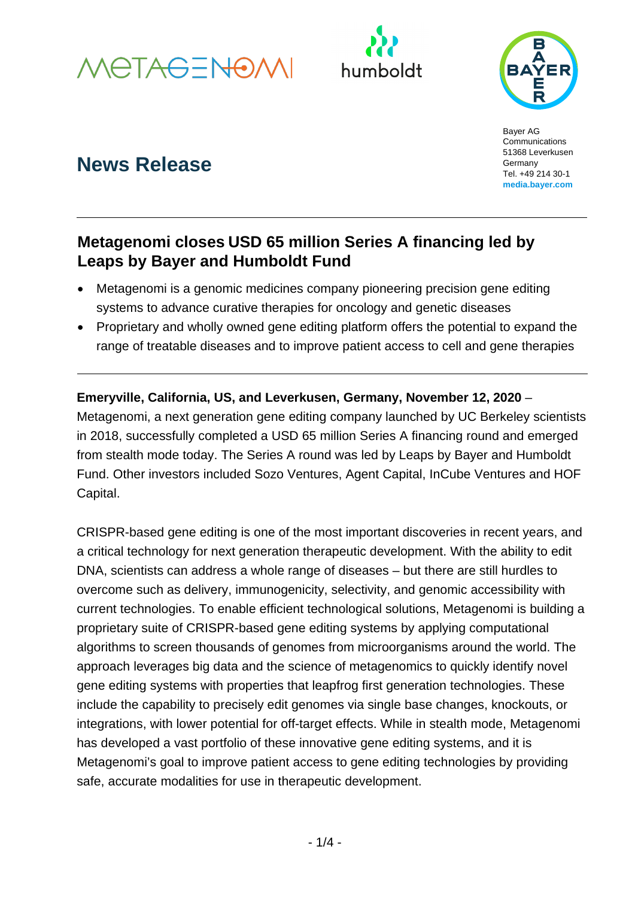Bayer AG
Communications
51368 Leverkusen
Germany
Tel. +49 214 30-1
**media.bayer.com**

# News Release

## Metagenomi closes USD 65 million Series A financing led by Leaps by Bayer and Humboldt Fund

- Metagenomi is a genomic medicines company pioneering precision gene editing systems to advance curative therapies for oncology and genetic diseases
- Proprietary and wholly owned gene editing platform offers the potential to expand the range of treatable diseases and to improve patient access to cell and gene therapies

**Emeryville, California, US, and Leverkusen, Germany, November 12, 2020** – Metagenomi, a next generation gene editing company launched by UC Berkeley scientists in 2018, successfully completed a USD 65 million Series A financing round and emerged from stealth mode today. The Series A round was led by Leaps by Bayer and Humboldt Fund. Other investors included Sozo Ventures, Agent Capital, InCube Ventures and HOF Capital.

CRISPR-based gene editing is one of the most important discoveries in recent years, and a critical technology for next generation therapeutic development. With the ability to edit DNA, scientists can address a whole range of diseases – but there are still hurdles to overcome such as delivery, immunogenicity, selectivity, and genomic accessibility with current technologies. To enable efficient technological solutions, Metagenomi is building a proprietary suite of CRISPR-based gene editing systems by applying computational algorithms to screen thousands of genomes from microorganisms around the world. The approach leverages big data and the science of metagenomics to quickly identify novel gene editing systems with properties that leapfrog first generation technologies. These include the capability to precisely edit genomes via single base changes, knockouts, or integrations, with lower potential for off-target effects. While in stealth mode, Metagenomi has developed a vast portfolio of these innovative gene editing systems, and it is Metagenomi's goal to improve patient access to gene editing technologies by providing safe, accurate modalities for use in therapeutic development.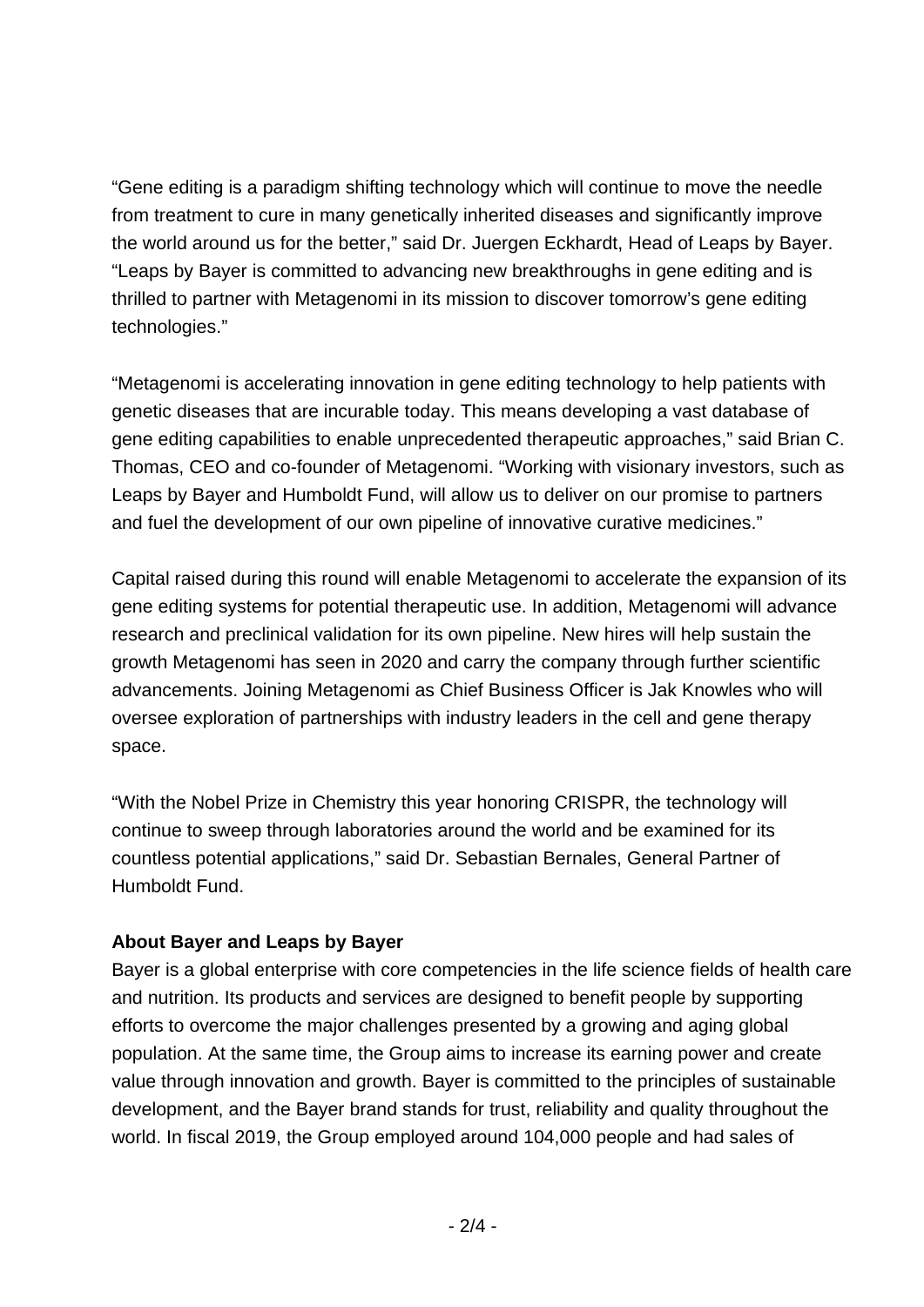"Gene editing is a paradigm shifting technology which will continue to move the needle from treatment to cure in many genetically inherited diseases and significantly improve the world around us for the better," said Dr. Juergen Eckhardt, Head of Leaps by Bayer. "Leaps by Bayer is committed to advancing new breakthroughs in gene editing and is thrilled to partner with Metagenomi in its mission to discover tomorrow's gene editing technologies."

"Metagenomi is accelerating innovation in gene editing technology to help patients with genetic diseases that are incurable today. This means developing a vast database of gene editing capabilities to enable unprecedented therapeutic approaches," said Brian C. Thomas, CEO and co-founder of Metagenomi. "Working with visionary investors, such as Leaps by Bayer and Humboldt Fund, will allow us to deliver on our promise to partners and fuel the development of our own pipeline of innovative curative medicines."

Capital raised during this round will enable Metagenomi to accelerate the expansion of its gene editing systems for potential therapeutic use. In addition, Metagenomi will advance research and preclinical validation for its own pipeline. New hires will help sustain the growth Metagenomi has seen in 2020 and carry the company through further scientific advancements. Joining Metagenomi as Chief Business Officer is Jak Knowles who will oversee exploration of partnerships with industry leaders in the cell and gene therapy space.

"With the Nobel Prize in Chemistry this year honoring CRISPR, the technology will continue to sweep through laboratories around the world and be examined for its countless potential applications," said Dr. Sebastian Bernales, General Partner of Humboldt Fund.

**About Bayer and Leaps by Bayer**

Bayer is a global enterprise with core competencies in the life science fields of health care and nutrition. Its products and services are designed to benefit people by supporting efforts to overcome the major challenges presented by a growing and aging global population. At the same time, the Group aims to increase its earning power and create value through innovation and growth. Bayer is committed to the principles of sustainable development, and the Bayer brand stands for trust, reliability and quality throughout the world. In fiscal 2019, the Group employed around 104,000 people and had sales of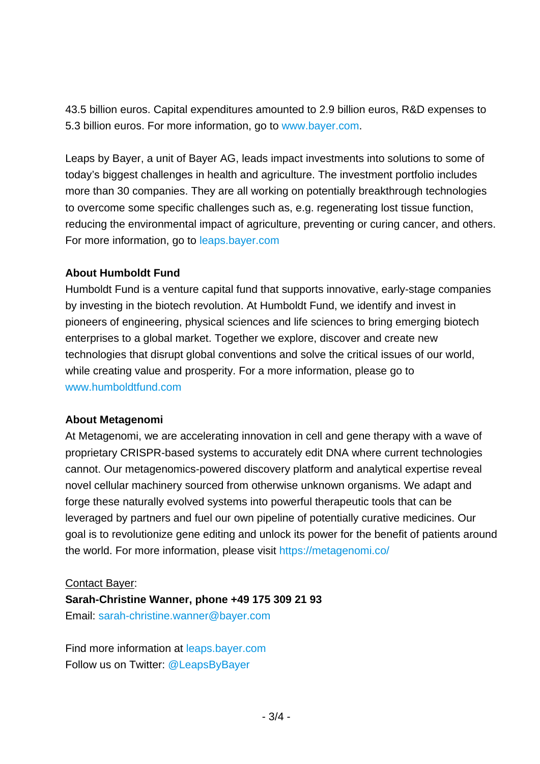43.5 billion euros. Capital expenditures amounted to 2.9 billion euros, R&D expenses to 5.3 billion euros. For more information, go to www.bayer.com.

Leaps by Bayer, a unit of Bayer AG, leads impact investments into solutions to some of today's biggest challenges in health and agriculture. The investment portfolio includes more than 30 companies. They are all working on potentially breakthrough technologies to overcome some specific challenges such as, e.g. regenerating lost tissue function, reducing the environmental impact of agriculture, preventing or curing cancer, and others. For more information, go to leaps.bayer.com

**About Humboldt Fund**

Humboldt Fund is a venture capital fund that supports innovative, early-stage companies by investing in the biotech revolution. At Humboldt Fund, we identify and invest in pioneers of engineering, physical sciences and life sciences to bring emerging biotech enterprises to a global market. Together we explore, discover and create new technologies that disrupt global conventions and solve the critical issues of our world, while creating value and prosperity. For a more information, please go to www.humboldtfund.com

**About Metagenomi**

At Metagenomi, we are accelerating innovation in cell and gene therapy with a wave of proprietary CRISPR-based systems to accurately edit DNA where current technologies cannot. Our metagenomics-powered discovery platform and analytical expertise reveal novel cellular machinery sourced from otherwise unknown organisms. We adapt and forge these naturally evolved systems into powerful therapeutic tools that can be leveraged by partners and fuel our own pipeline of potentially curative medicines. Our goal is to revolutionize gene editing and unlock its power for the benefit of patients around the world. For more information, please visit https://metagenomi.co/

Contact Bayer:
**Sarah-Christine Wanner, phone +49 175 309 21 93**
Email: sarah-christine.wanner@bayer.com

Find more information at leaps.bayer.com
Follow us on Twitter: @LeapsByBayer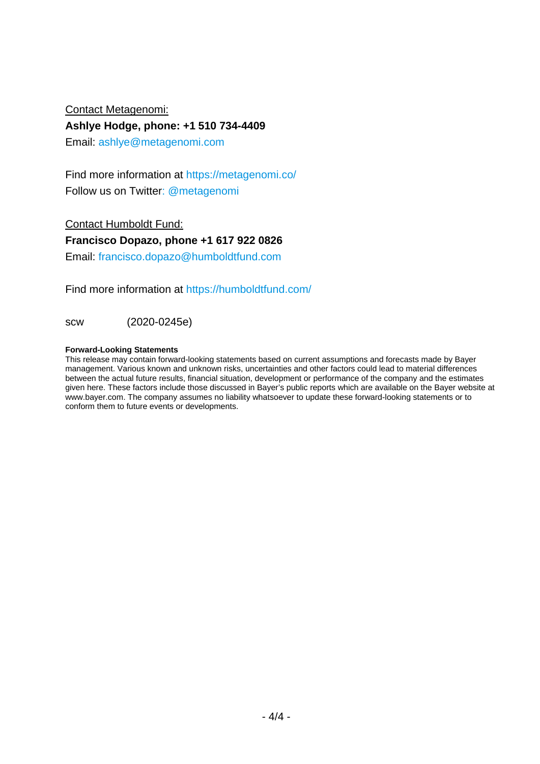Contact Metagenomi:

**Ashlye Hodge, phone: +1 510 734-4409**

Email: ashlye@metagenomi.com

Find more information at https://metagenomi.co/

Follow us on Twitter: @metagenomi

Contact Humboldt Fund:

**Francisco Dopazo, phone +1 617 922 0826**

Email: francisco.dopazo@humboldtfund.com

Find more information at https://humboldtfund.com/

scw (2020-0245e)

**Forward-Looking Statements**

This release may contain forward-looking statements based on current assumptions and forecasts made by Bayer management. Various known and unknown risks, uncertainties and other factors could lead to material differences between the actual future results, financial situation, development or performance of the company and the estimates given here. These factors include those discussed in Bayer's public reports which are available on the Bayer website at www.bayer.com. The company assumes no liability whatsoever to update these forward-looking statements or to conform them to future events or developments.